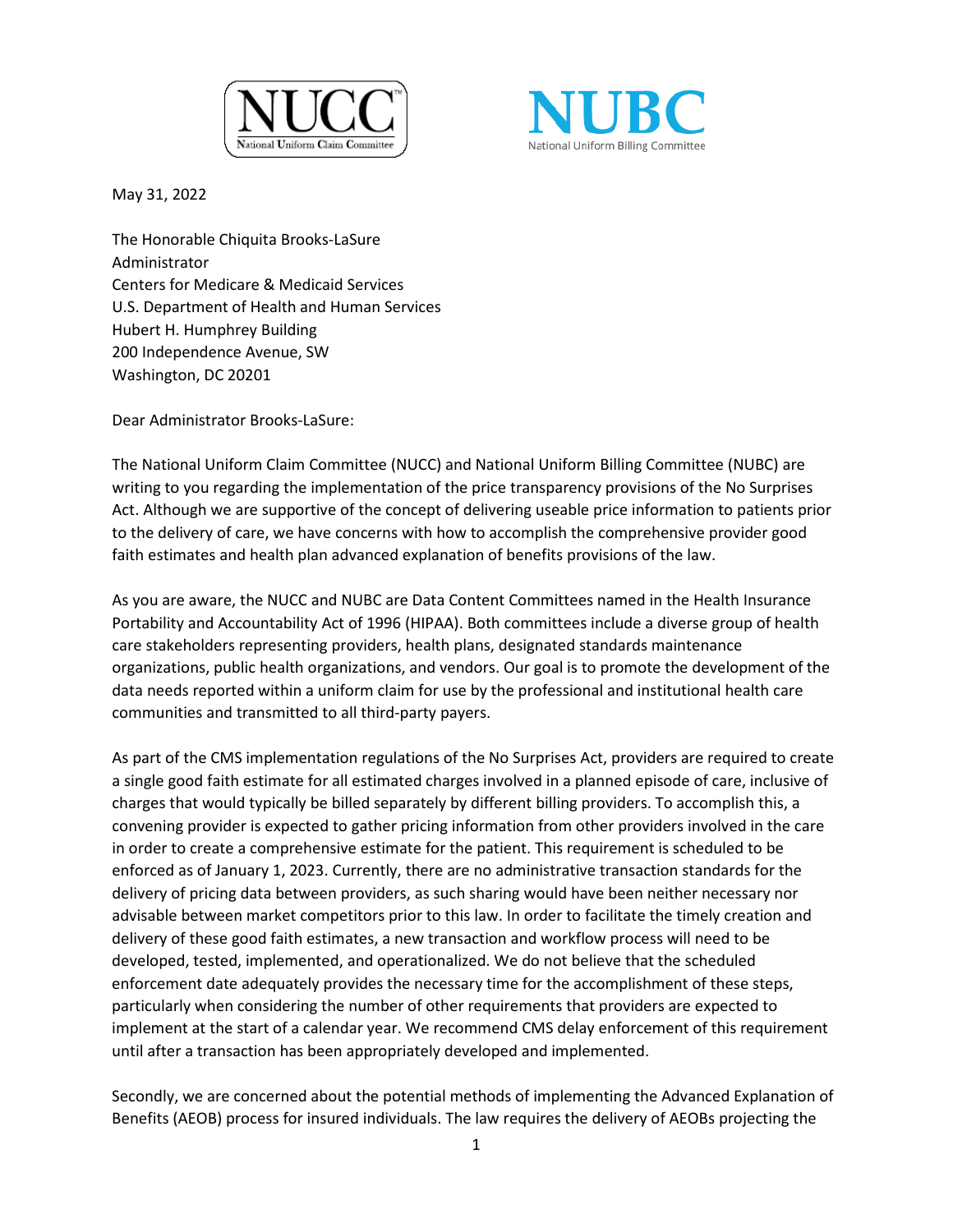NUCC
National Uniform Claim Committee

NUBC
National Uniform Billing Committee

May 31, 2022

The Honorable Chiquita Brooks-LaSure
Administrator
Centers for Medicare & Medicaid Services
U.S. Department of Health and Human Services
Hubert H. Humphrey Building
200 Independence Avenue, SW
Washington, DC 20201

Dear Administrator Brooks-LaSure:

The National Uniform Claim Committee (NUCC) and National Uniform Billing Committee (NUBC) are writing to you regarding the implementation of the price transparency provisions of the No Surprises Act. Although we are supportive of the concept of delivering useable price information to patients prior to the delivery of care, we have concerns with how to accomplish the comprehensive provider good faith estimates and health plan advanced explanation of benefits provisions of the law.

As you are aware, the NUCC and NUBC are Data Content Committees named in the Health Insurance Portability and Accountability Act of 1996 (HIPAA). Both committees include a diverse group of health care stakeholders representing providers, health plans, designated standards maintenance organizations, public health organizations, and vendors. Our goal is to promote the development of the data needs reported within a uniform claim for use by the professional and institutional health care communities and transmitted to all third-party payers.

As part of the CMS implementation regulations of the No Surprises Act, providers are required to create a single good faith estimate for all estimated charges involved in a planned episode of care, inclusive of charges that would typically be billed separately by different billing providers. To accomplish this, a convening provider is expected to gather pricing information from other providers involved in the care in order to create a comprehensive estimate for the patient. This requirement is scheduled to be enforced as of January 1, 2023. Currently, there are no administrative transaction standards for the delivery of pricing data between providers, as such sharing would have been neither necessary nor advisable between market competitors prior to this law. In order to facilitate the timely creation and delivery of these good faith estimates, a new transaction and workflow process will need to be developed, tested, implemented, and operationalized. We do not believe that the scheduled enforcement date adequately provides the necessary time for the accomplishment of these steps, particularly when considering the number of other requirements that providers are expected to implement at the start of a calendar year. We recommend CMS delay enforcement of this requirement until after a transaction has been appropriately developed and implemented.

Secondly, we are concerned about the potential methods of implementing the Advanced Explanation of Benefits (AEOB) process for insured individuals. The law requires the delivery of AEOBs projecting the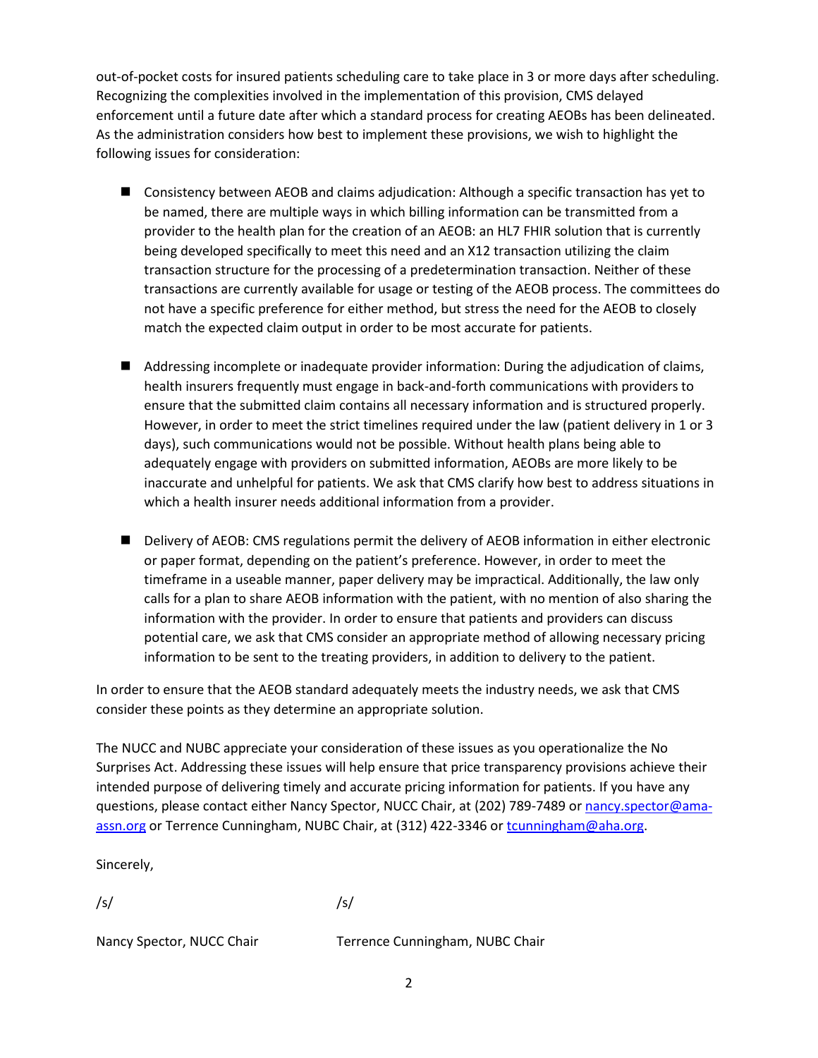out-of-pocket costs for insured patients scheduling care to take place in 3 or more days after scheduling. Recognizing the complexities involved in the implementation of this provision, CMS delayed enforcement until a future date after which a standard process for creating AEOBs has been delineated. As the administration considers how best to implement these provisions, we wish to highlight the following issues for consideration:

- Consistency between AEOB and claims adjudication: Although a specific transaction has yet to be named, there are multiple ways in which billing information can be transmitted from a provider to the health plan for the creation of an AEOB: an HL7 FHIR solution that is currently being developed specifically to meet this need and an X12 transaction utilizing the claim transaction structure for the processing of a predetermination transaction. Neither of these transactions are currently available for usage or testing of the AEOB process. The committees do not have a specific preference for either method, but stress the need for the AEOB to closely match the expected claim output in order to be most accurate for patients.

- Addressing incomplete or inadequate provider information: During the adjudication of claims, health insurers frequently must engage in back-and-forth communications with providers to ensure that the submitted claim contains all necessary information and is structured properly. However, in order to meet the strict timelines required under the law (patient delivery in 1 or 3 days), such communications would not be possible. Without health plans being able to adequately engage with providers on submitted information, AEOBs are more likely to be inaccurate and unhelpful for patients. We ask that CMS clarify how best to address situations in which a health insurer needs additional information from a provider.

- Delivery of AEOB: CMS regulations permit the delivery of AEOB information in either electronic or paper format, depending on the patient's preference. However, in order to meet the timeframe in a useable manner, paper delivery may be impractical. Additionally, the law only calls for a plan to share AEOB information with the patient, with no mention of also sharing the information with the provider. In order to ensure that patients and providers can discuss potential care, we ask that CMS consider an appropriate method of allowing necessary pricing information to be sent to the treating providers, in addition to delivery to the patient.

In order to ensure that the AEOB standard adequately meets the industry needs, we ask that CMS consider these points as they determine an appropriate solution.

The NUCC and NUBC appreciate your consideration of these issues as you operationalize the No Surprises Act. Addressing these issues will help ensure that price transparency provisions achieve their intended purpose of delivering timely and accurate pricing information for patients. If you have any questions, please contact either Nancy Spector, NUCC Chair, at (202) 789-7489 or nancy.spector@ama-assn.org or Terrence Cunningham, NUBC Chair, at (312) 422-3346 or tcunningham@aha.org.

Sincerely,

/s/ /s/

Nancy Spector, NUCC Chair Terrence Cunningham, NUBC Chair